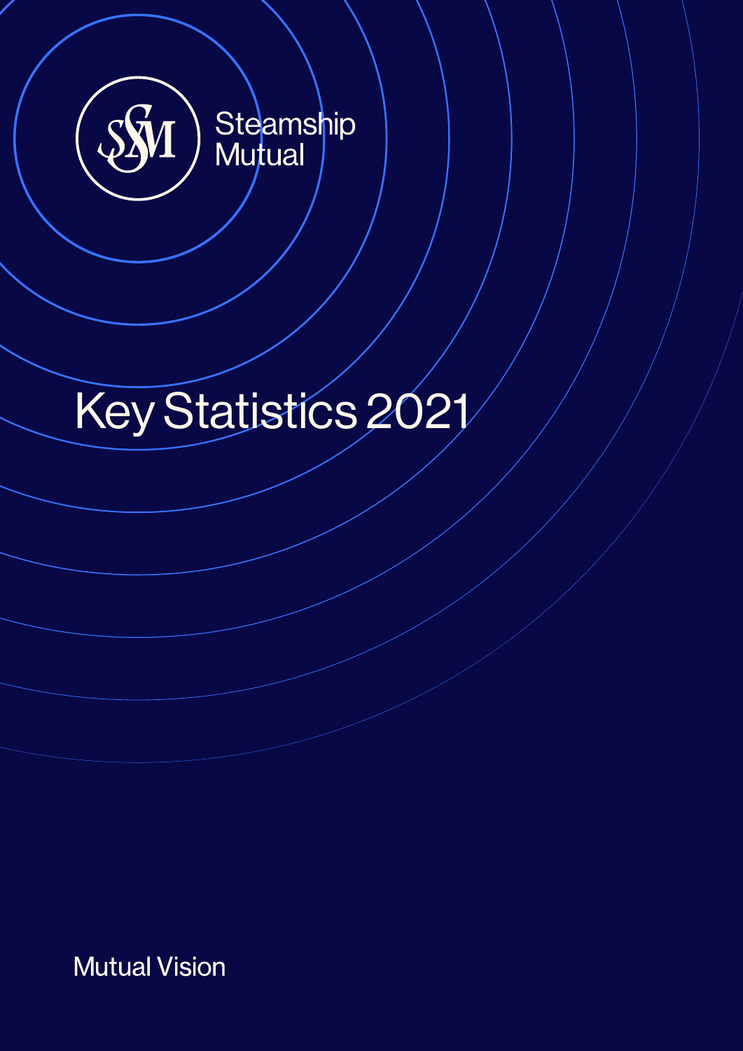Steamship
Mutual

# Key Statistics 2021

Mutual Vision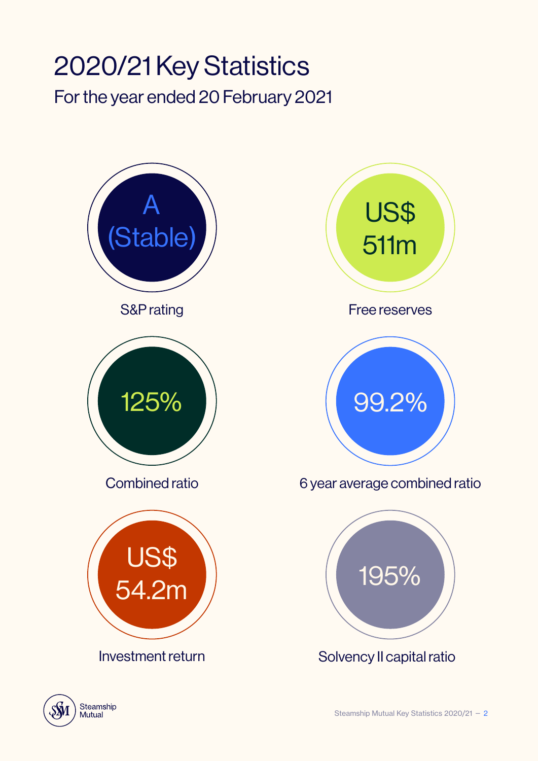# 2020/21 Key Statistics

For the year ended 20 February 2021

**A (Stable)**

S&P rating

**US$ 511m**

Free reserves

**125%**

Combined ratio

**99.2%**

6 year average combined ratio

**US$ 54.2m**

Investment return

**195%**

Solvency II capital ratio

Steamship Mutual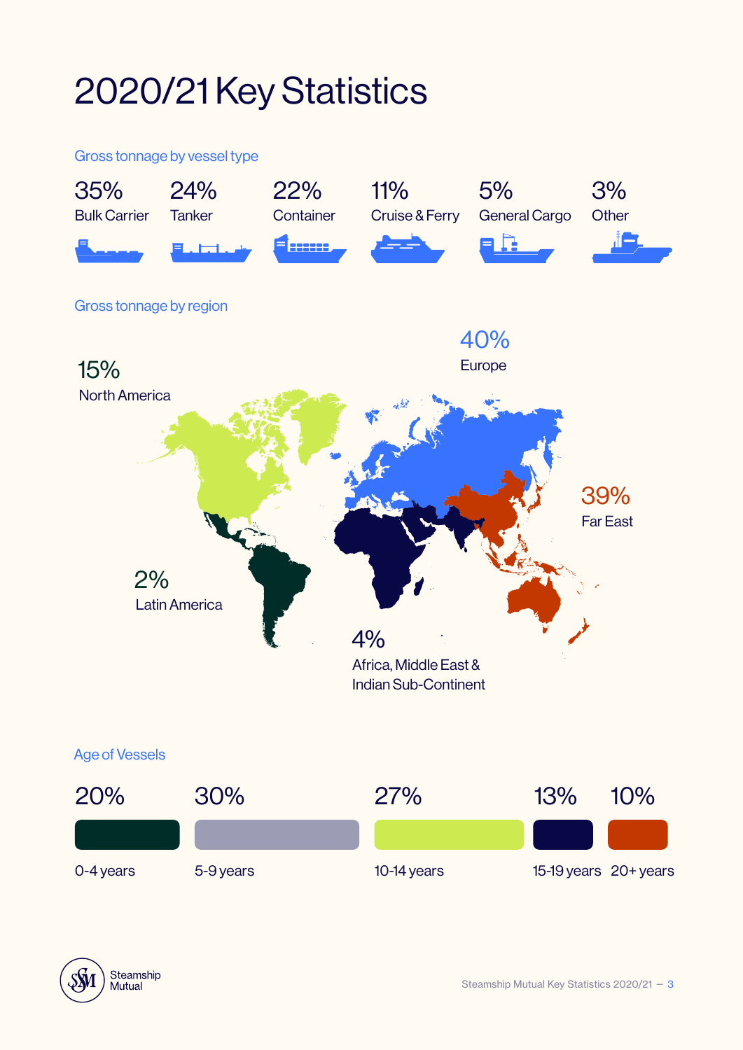# 2020/21 Key Statistics

## Gross tonnage by vessel type

| 35% | 24% | 22% | 11% | 5% | 3% |
|---|---|---|---|---|---|
| Bulk Carrier | Tanker | Container | Cruise & Ferry | General Cargo | Other |

## Gross tonnage by region

**15%** North America

**40%** Europe

**39%** Far East

**2%** Latin America

**4%** Africa, Middle East & Indian Sub-Continent

## Age of Vessels

| 20% | 30% | 27% | 13% | 10% |
|---|---|---|---|---|
| 0-4 years | 5-9 years | 10-14 years | 15-19 years | 20+ years |

Steamship Mutual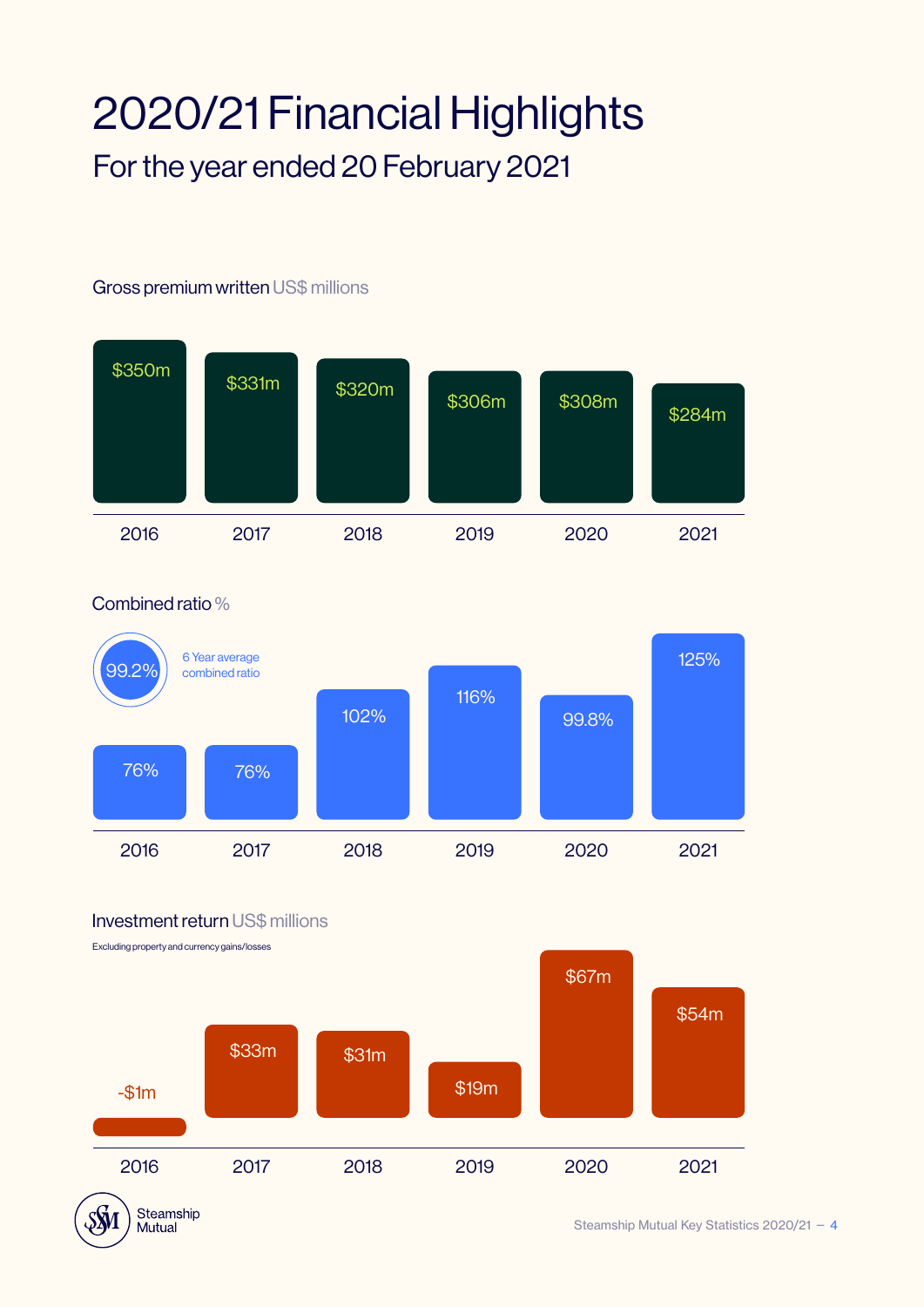# 2020/21 Financial Highlights

## For the year ended 20 February 2021

### Gross premium written US$ millions

| 2016 | 2017 | 2018 | 2019 | 2020 | 2021 |
|---|---|---|---|---|---|
| $350m | $331m | $320m | $306m | $308m | $284m |

### Combined ratio %

99.2% 6 Year average combined ratio

| 2016 | 2017 | 2018 | 2019 | 2020 | 2021 |
|---|---|---|---|---|---|
| 76% | 76% | 102% | 116% | 99.8% | 125% |

### Investment return US$ millions

Excluding property and currency gains/losses

| 2016 | 2017 | 2018 | 2019 | 2020 | 2021 |
|---|---|---|---|---|---|
| -$1m | $33m | $31m | $19m | $67m | $54m |

Steamship Mutual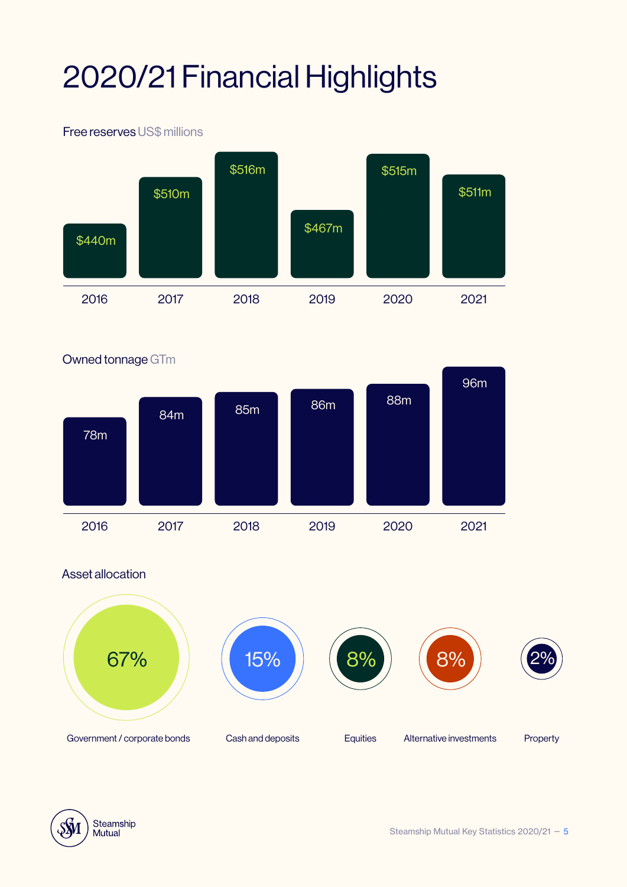# 2020/21 Financial Highlights

## Free reserves US$ millions

| 2016 | 2017 | 2018 | 2019 | 2020 | 2021 |
|---|---|---|---|---|---|
| $440m | $510m | $516m | $467m | $515m | $511m |

## Owned tonnage GTm

| 2016 | 2017 | 2018 | 2019 | 2020 | 2021 |
|---|---|---|---|---|---|
| 78m | 84m | 85m | 86m | 88m | 96m |

## Asset allocation

| Government / corporate bonds | Cash and deposits | Equities | Alternative investments | Property |
|---|---|---|---|---|
| 67% | 15% | 8% | 8% | 2% |

Steamship Mutual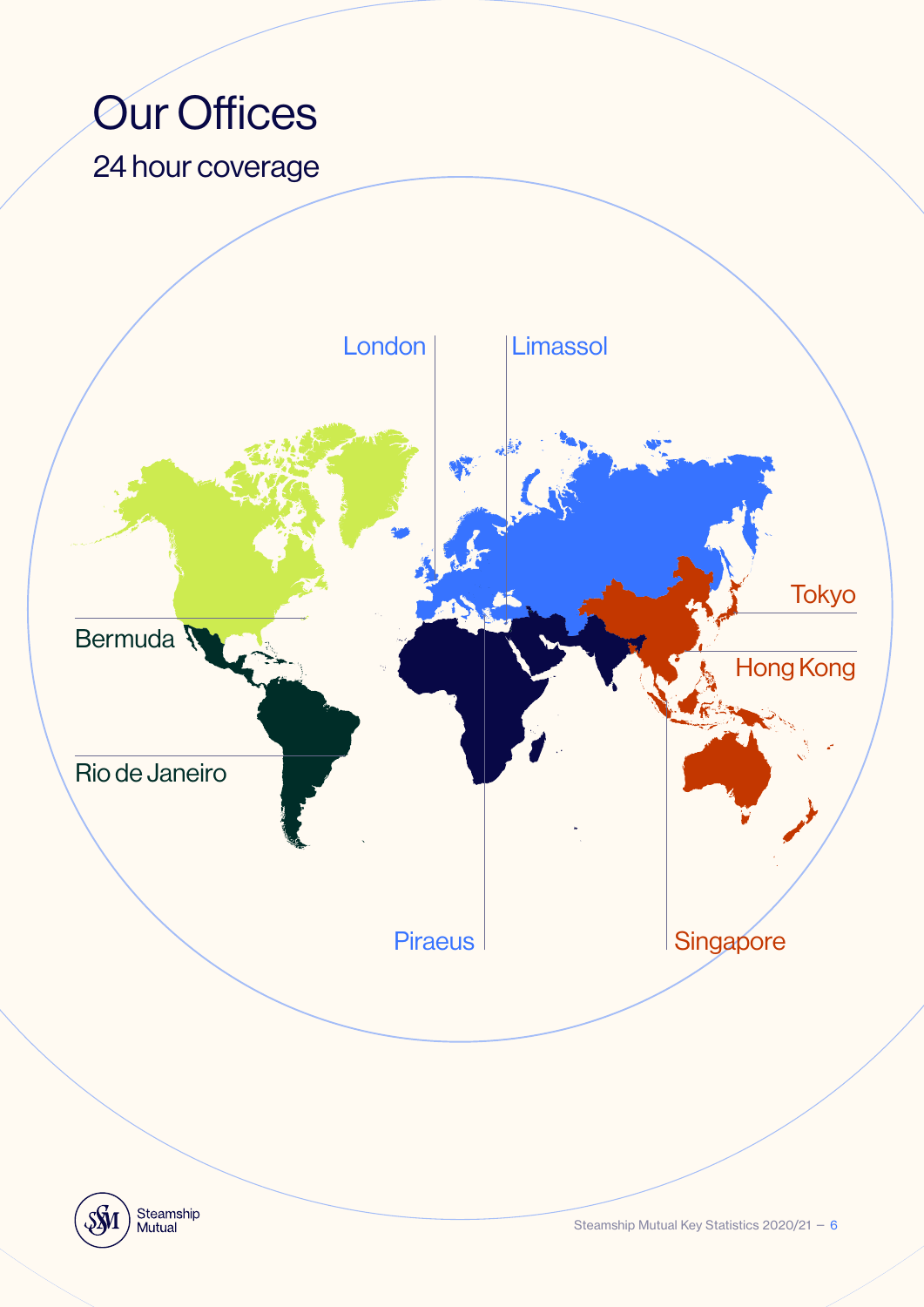# Our Offices

## 24 hour coverage

London

Limassol

Tokyo

Hong Kong

Bermuda

Rio de Janeiro

Piraeus

Singapore